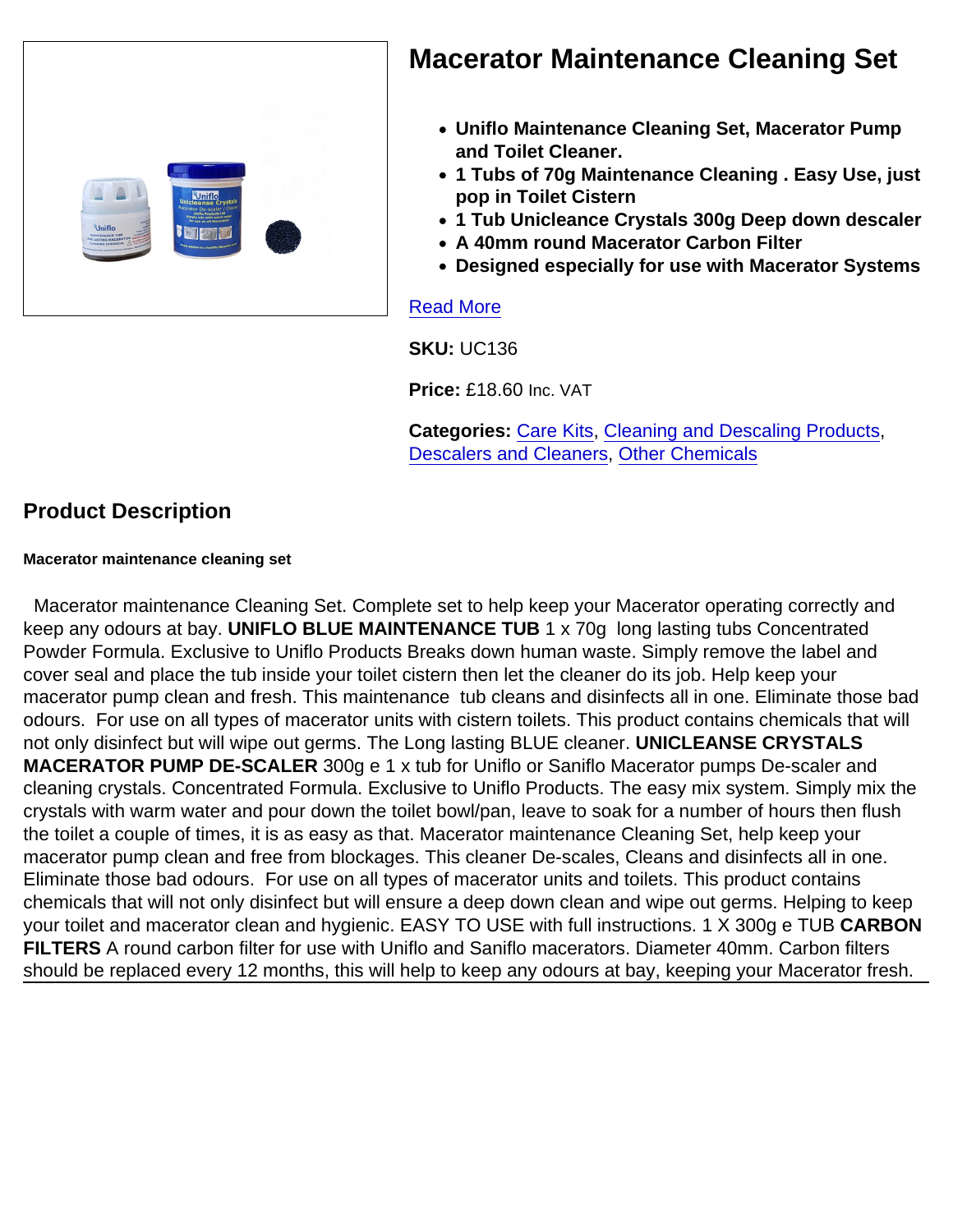# Macerator Maintenance Cleaning Set

- **Uniflo Maintenance Cleaning Set, Macerator Pump and Toilet Cleaner.**
- **1 Tubs of 70g Maintenance Cleaning . Easy Use, just pop in Toilet Cistern**
- **1 Tub Unicleance Crystals 300g Deep down descaler**
- **A 40mm round Macerator Carbon Filter**
- **Designed especially for use with Macerator Systems**

Read More

**SKU:** UC136

**Price:** £18.60 Inc. VAT

**Categories:** Care Kits, Cleaning and Descaling Products, Descalers and Cleaners, Other Chemicals

## Product Description

#### Macerator maintenance cleaning set

Macerator maintenance Cleaning Set. Complete set to help keep your Macerator operating correctly and keep any odours at bay. **UNIFLO BLUE MAINTENANCE TUB** 1 x 70g long lasting tubs Concentrated Powder Formula. Exclusive to Uniflo Products Breaks down human waste. Simply remove the label and cover seal and place the tub inside your toilet cistern then let the cleaner do its job. Help keep your macerator pump clean and fresh. This maintenance tub cleans and disinfects all in one. Eliminate those bad odours. For use on all types of macerator units with cistern toilets. This product contains chemicals that will not only disinfect but will wipe out germs. The Long lasting BLUE cleaner. **UNICLEANSE CRYSTALS MACERATOR PUMP DE-SCALER** 300g e 1 x tub for Uniflo or Saniflo Macerator pumps De-scaler and cleaning crystals. Concentrated Formula. Exclusive to Uniflo Products. The easy mix system. Simply mix the crystals with warm water and pour down the toilet bowl/pan, leave to soak for a number of hours then flush the toilet a couple of times, it is as easy as that. Macerator maintenance Cleaning Set, help keep your macerator pump clean and free from blockages. This cleaner De-scales, Cleans and disinfects all in one. Eliminate those bad odours. For use on all types of macerator units and toilets. This product contains chemicals that will not only disinfect but will ensure a deep down clean and wipe out germs. Helping to keep your toilet and macerator clean and hygienic. EASY TO USE with full instructions. 1 X 300g e TUB **CARBON FILTERS** A round carbon filter for use with Uniflo and Saniflo macerators. Diameter 40mm. Carbon filters should be replaced every 12 months, this will help to keep any odours at bay, keeping your Macerator fresh.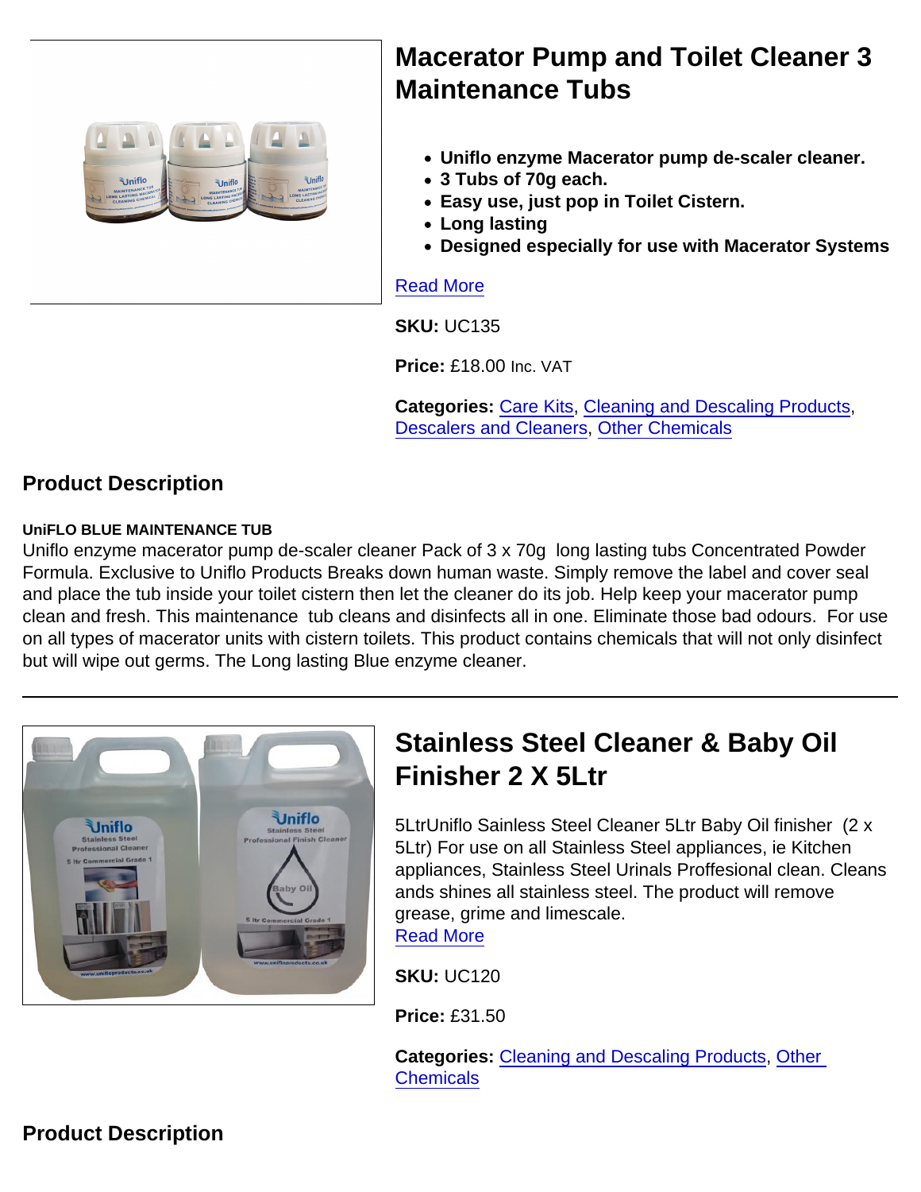## Macerator Pump and Toilet Cleaner 3 Maintenance Tubs

- **Uniflo enzyme Macerator pump de-scaler cleaner.**
- **3 Tubs of 70g each.**
- **Easy use, just pop in Toilet Cistern.**
- **Long lasting**
- **Designed especially for use with Macerator Systems**

Read More

**SKU:** UC135

**Price:** £18.00 Inc. VAT

**Categories:** Care Kits, Cleaning and Descaling Products, Descalers and Cleaners, Other Chemicals

### Product Description

**UniFLO BLUE MAINTENANCE TUB**

Uniflo enzyme macerator pump de-scaler cleaner Pack of 3 x 70g long lasting tubs Concentrated Powder Formula. Exclusive to Uniflo Products Breaks down human waste. Simply remove the label and cover seal and place the tub inside your toilet cistern then let the cleaner do its job. Help keep your macerator pump clean and fresh. This maintenance tub cleans and disinfects all in one. Eliminate those bad odours. For use on all types of macerator units with cistern toilets. This product contains chemicals that will not only disinfect but will wipe out germs. The Long lasting Blue enzyme cleaner.

---

## Stainless Steel Cleaner & Baby Oil Finisher 2 X 5Ltr

5LtrUniflo Sainless Steel Cleaner 5Ltr Baby Oil finisher (2 x 5Ltr) For use on all Stainless Steel appliances, ie Kitchen appliances, Stainless Steel Urinals Proffesional clean. Cleans ands shines all stainless steel. The product will remove grease, grime and limescale.
Read More

**SKU:** UC120

**Price:** £31.50

**Categories:** Cleaning and Descaling Products, Other Chemicals

### Product Description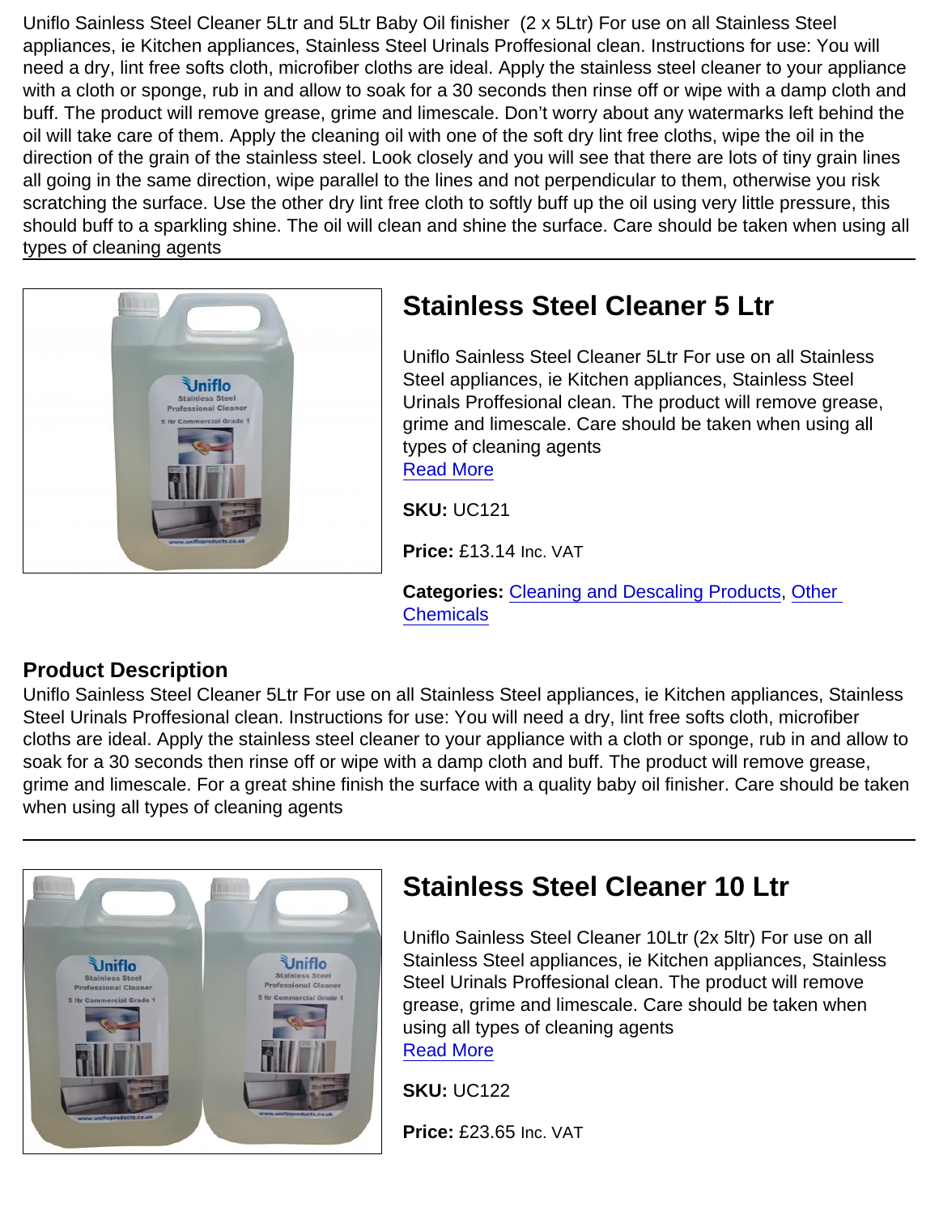Uniflo Sainless Steel Cleaner 5Ltr and 5Ltr Baby Oil finisher (2 x 5Ltr) For use on all Stainless Steel appliances, ie Kitchen appliances, Stainless Steel Urinals Proffesional clean. Instructions for use: You will need a dry, lint free softs cloth, microfiber cloths are ideal. Apply the stainless steel cleaner to your appliance with a cloth or sponge, rub in and allow to soak for a 30 seconds then rinse off or wipe with a damp cloth and buff. The product will remove grease, grime and limescale. Don't worry about any watermarks left behind the oil will take care of them. Apply the cleaning oil with one of the soft dry lint free cloths, wipe the oil in the direction of the grain of the stainless steel. Look closely and you will see that there are lots of tiny grain lines all going in the same direction, wipe parallel to the lines and not perpendicular to them, otherwise you risk scratching the surface. Use the other dry lint free cloth to softly buff up the oil using very little pressure, this should buff to a sparkling shine. The oil will clean and shine the surface. Care should be taken when using all types of cleaning agents

---

## Stainless Steel Cleaner 5 Ltr

Uniflo Sainless Steel Cleaner 5Ltr For use on all Stainless Steel appliances, ie Kitchen appliances, Stainless Steel Urinals Proffesional clean. The product will remove grease, grime and limescale. Care should be taken when using all types of cleaning agents
Read More

**SKU:** UC121

**Price:** £13.14 Inc. VAT

**Categories:** Cleaning and Descaling Products, Other Chemicals

### Product Description

Uniflo Sainless Steel Cleaner 5Ltr For use on all Stainless Steel appliances, ie Kitchen appliances, Stainless Steel Urinals Proffesional clean. Instructions for use: You will need a dry, lint free softs cloth, microfiber cloths are ideal. Apply the stainless steel cleaner to your appliance with a cloth or sponge, rub in and allow to soak for a 30 seconds then rinse off or wipe with a damp cloth and buff. The product will remove grease, grime and limescale. For a great shine finish the surface with a quality baby oil finisher. Care should be taken when using all types of cleaning agents

---

## Stainless Steel Cleaner 10 Ltr

Uniflo Sainless Steel Cleaner 10Ltr (2x 5ltr) For use on all Stainless Steel appliances, ie Kitchen appliances, Stainless Steel Urinals Proffesional clean. The product will remove grease, grime and limescale. Care should be taken when using all types of cleaning agents
Read More

**SKU:** UC122

**Price:** £23.65 Inc. VAT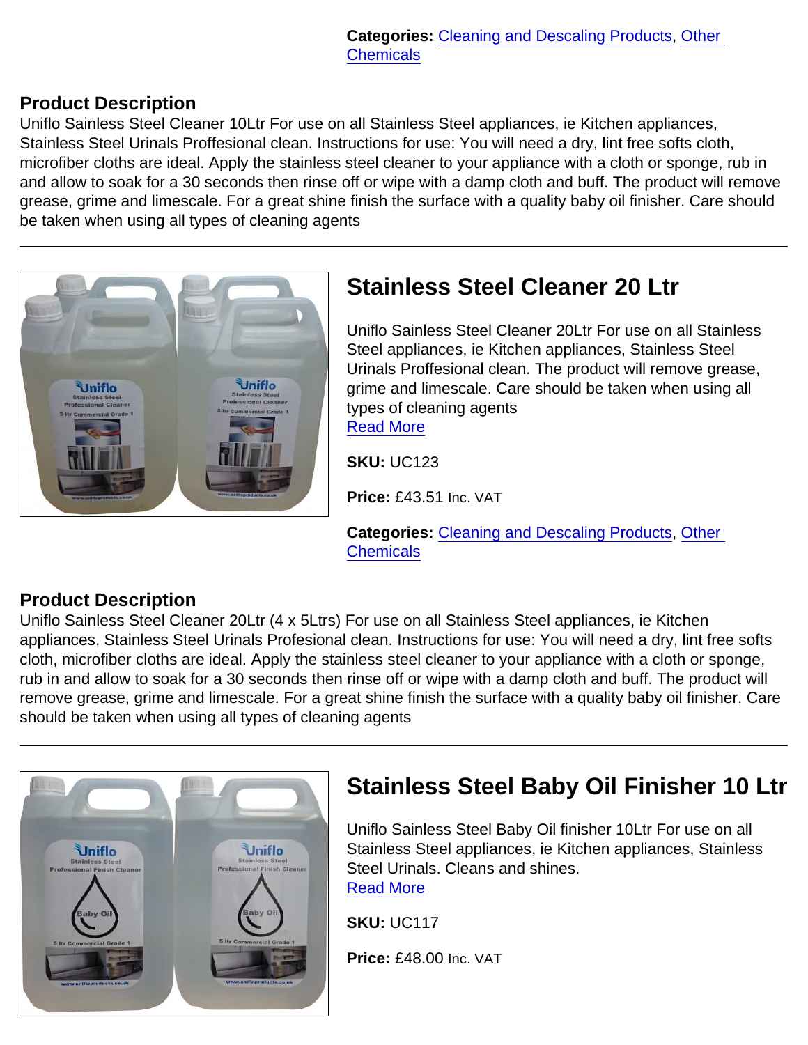**Categories:** Cleaning and Descaling Products, Other Chemicals

**Product Description**

Uniflo Sainless Steel Cleaner 10Ltr For use on all Stainless Steel appliances, ie Kitchen appliances, Stainless Steel Urinals Proffesional clean. Instructions for use: You will need a dry, lint free softs cloth, microfiber cloths are ideal. Apply the stainless steel cleaner to your appliance with a cloth or sponge, rub in and allow to soak for a 30 seconds then rinse off or wipe with a damp cloth and buff. The product will remove grease, grime and limescale. For a great shine finish the surface with a quality baby oil finisher. Care should be taken when using all types of cleaning agents

---

## Stainless Steel Cleaner 20 Ltr

Uniflo Sainless Steel Cleaner 20Ltr For use on all Stainless Steel appliances, ie Kitchen appliances, Stainless Steel Urinals Proffesional clean. The product will remove grease, grime and limescale. Care should be taken when using all types of cleaning agents
Read More

**SKU:** UC123

**Price:** £43.51 Inc. VAT

**Categories:** Cleaning and Descaling Products, Other Chemicals

**Product Description**

Uniflo Sainless Steel Cleaner 20Ltr (4 x 5Ltrs) For use on all Stainless Steel appliances, ie Kitchen appliances, Stainless Steel Urinals Profesional clean. Instructions for use: You will need a dry, lint free softs cloth, microfiber cloths are ideal. Apply the stainless steel cleaner to your appliance with a cloth or sponge, rub in and allow to soak for a 30 seconds then rinse off or wipe with a damp cloth and buff. The product will remove grease, grime and limescale. For a great shine finish the surface with a quality baby oil finisher. Care should be taken when using all types of cleaning agents

---

## Stainless Steel Baby Oil Finisher 10 Ltr

Uniflo Sainless Steel Baby Oil finisher 10Ltr For use on all Stainless Steel appliances, ie Kitchen appliances, Stainless Steel Urinals. Cleans and shines.
Read More

**SKU:** UC117

**Price:** £48.00 Inc. VAT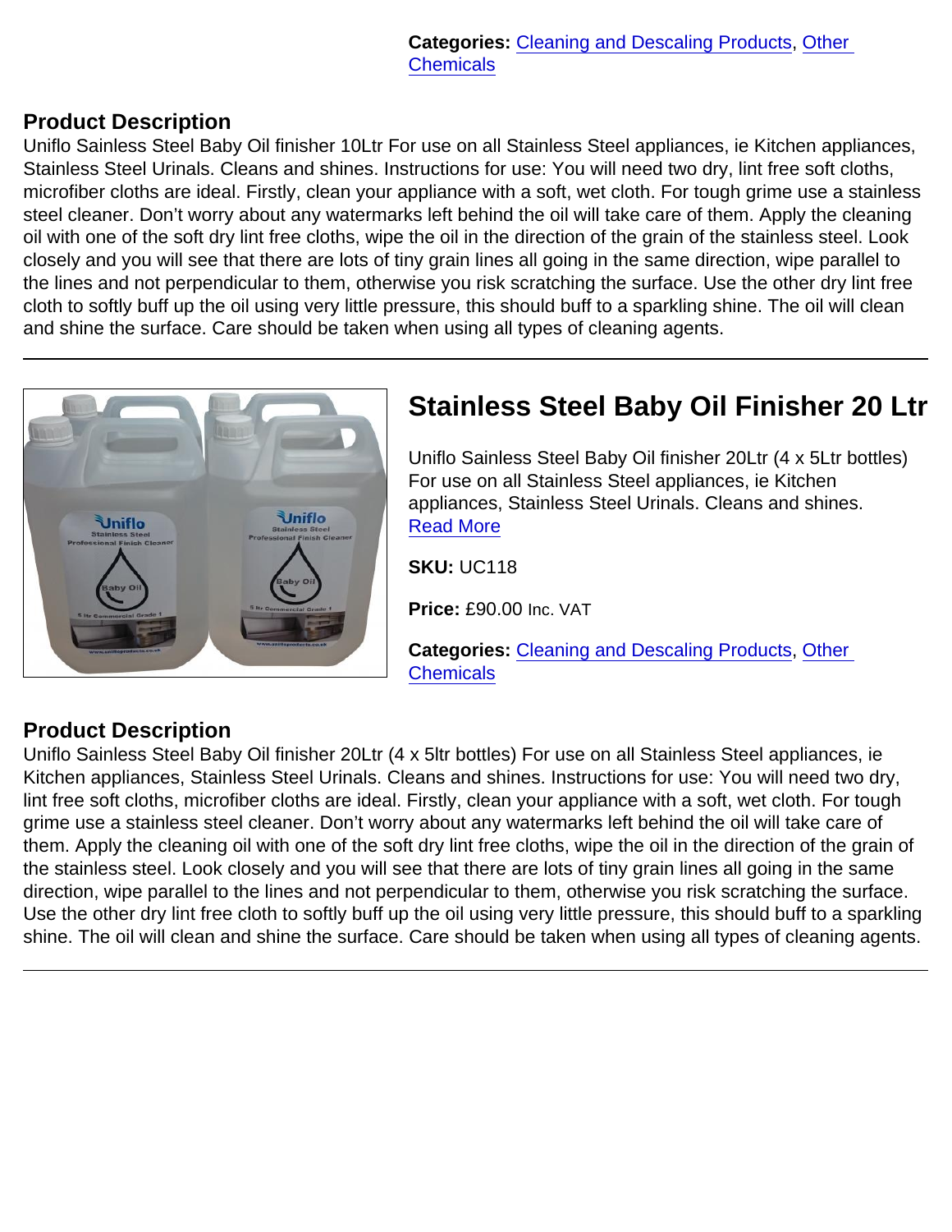**Categories:** Cleaning and Descaling Products, Other Chemicals

**Product Description**

Uniflo Sainless Steel Baby Oil finisher 10Ltr For use on all Stainless Steel appliances, ie Kitchen appliances, Stainless Steel Urinals. Cleans and shines. Instructions for use: You will need two dry, lint free soft cloths, microfiber cloths are ideal. Firstly, clean your appliance with a soft, wet cloth. For tough grime use a stainless steel cleaner. Don't worry about any watermarks left behind the oil will take care of them. Apply the cleaning oil with one of the soft dry lint free cloths, wipe the oil in the direction of the grain of the stainless steel. Look closely and you will see that there are lots of tiny grain lines all going in the same direction, wipe parallel to the lines and not perpendicular to them, otherwise you risk scratching the surface. Use the other dry lint free cloth to softly buff up the oil using very little pressure, this should buff to a sparkling shine. The oil will clean and shine the surface. Care should be taken when using all types of cleaning agents.

---

## Stainless Steel Baby Oil Finisher 20 Ltr

Uniflo Sainless Steel Baby Oil finisher 20Ltr (4 x 5Ltr bottles) For use on all Stainless Steel appliances, ie Kitchen appliances, Stainless Steel Urinals. Cleans and shines.
Read More

**SKU:** UC118

**Price:** £90.00 Inc. VAT

**Categories:** Cleaning and Descaling Products, Other Chemicals

**Product Description**

Uniflo Sainless Steel Baby Oil finisher 20Ltr (4 x 5ltr bottles) For use on all Stainless Steel appliances, ie Kitchen appliances, Stainless Steel Urinals. Cleans and shines. Instructions for use: You will need two dry, lint free soft cloths, microfiber cloths are ideal. Firstly, clean your appliance with a soft, wet cloth. For tough grime use a stainless steel cleaner. Don't worry about any watermarks left behind the oil will take care of them. Apply the cleaning oil with one of the soft dry lint free cloths, wipe the oil in the direction of the grain of the stainless steel. Look closely and you will see that there are lots of tiny grain lines all going in the same direction, wipe parallel to the lines and not perpendicular to them, otherwise you risk scratching the surface. Use the other dry lint free cloth to softly buff up the oil using very little pressure, this should buff to a sparkling shine. The oil will clean and shine the surface. Care should be taken when using all types of cleaning agents.

---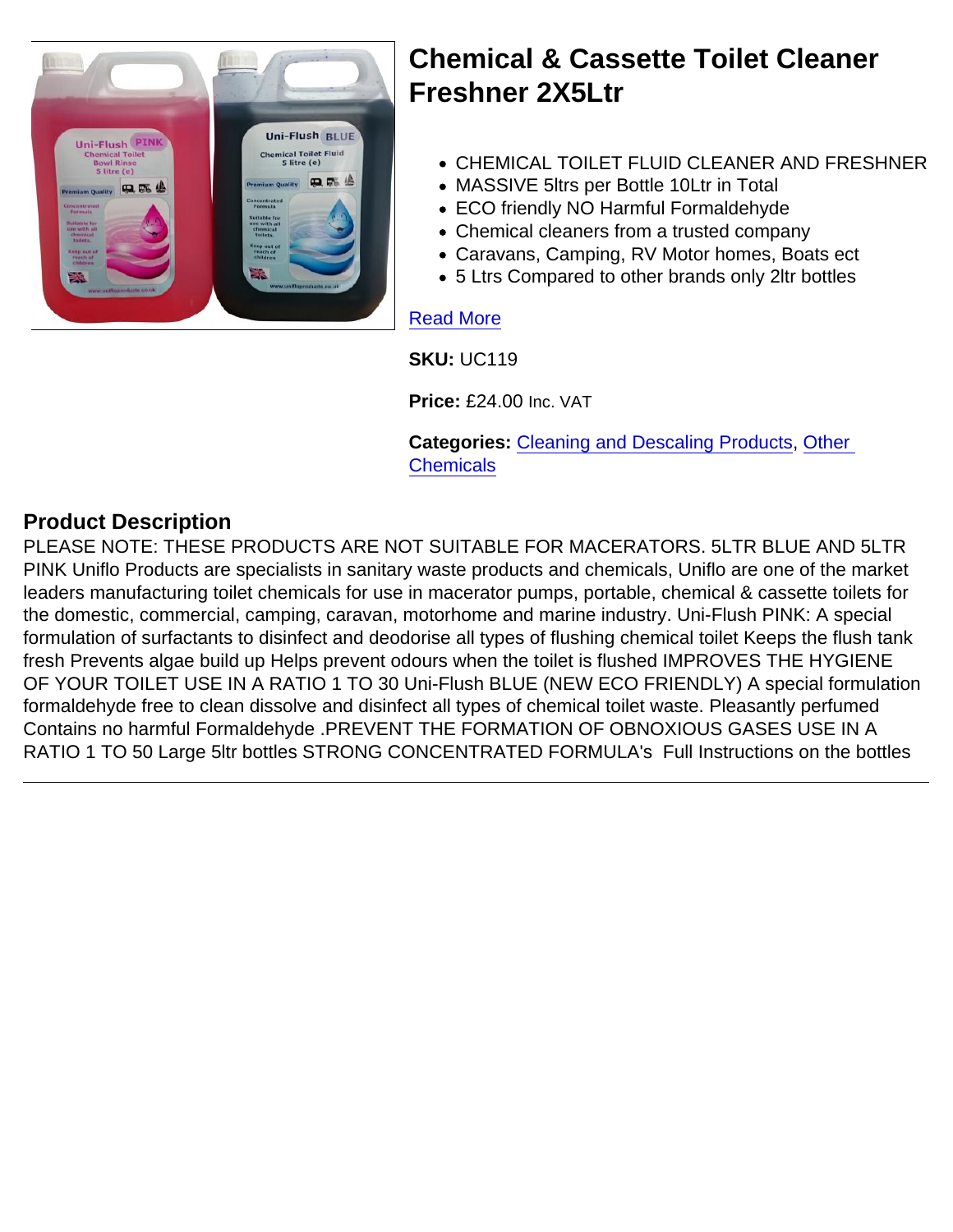# Chemical & Cassette Toilet Cleaner Freshner 2X5Ltr

- CHEMICAL TOILET FLUID CLEANER AND FRESHNER
- MASSIVE 5ltrs per Bottle 10Ltr in Total
- ECO friendly NO Harmful Formaldehyde
- Chemical cleaners from a trusted company
- Caravans, Camping, RV Motor homes, Boats ect
- 5 Ltrs Compared to other brands only 2ltr bottles

Read More

**SKU:** UC119

**Price:** £24.00 Inc. VAT

**Categories:** Cleaning and Descaling Products, Other Chemicals

## Product Description

PLEASE NOTE: THESE PRODUCTS ARE NOT SUITABLE FOR MACERATORS. 5LTR BLUE AND 5LTR PINK Uniflo Products are specialists in sanitary waste products and chemicals, Uniflo are one of the market leaders manufacturing toilet chemicals for use in macerator pumps, portable, chemical & cassette toilets for the domestic, commercial, camping, caravan, motorhome and marine industry. Uni-Flush PINK: A special formulation of surfactants to disinfect and deodorise all types of flushing chemical toilet Keeps the flush tank fresh Prevents algae build up Helps prevent odours when the toilet is flushed IMPROVES THE HYGIENE OF YOUR TOILET USE IN A RATIO 1 TO 30 Uni-Flush BLUE (NEW ECO FRIENDLY) A special formulation formaldehyde free to clean dissolve and disinfect all types of chemical toilet waste. Pleasantly perfumed Contains no harmful Formaldehyde .PREVENT THE FORMATION OF OBNOXIOUS GASES USE IN A RATIO 1 TO 50 Large 5ltr bottles STRONG CONCENTRATED FORMULA's Full Instructions on the bottles